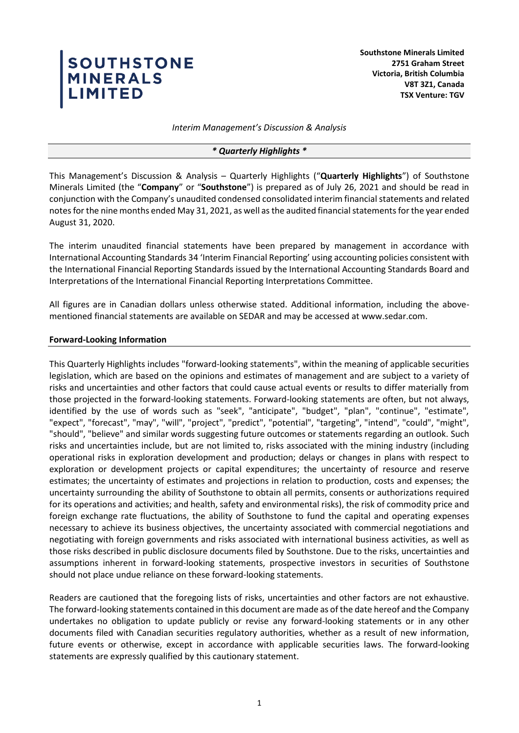**SOUTHSTONE MINERALS LIMITED**

**Southstone Minerals Limited**
**2751 Graham Street**
**Victoria, British Columbia**
**V8T 3Z1, Canada**
**TSX Venture: TGV**

*Interim Management's Discussion & Analysis*

***\* Quarterly Highlights \****

This Management's Discussion & Analysis – Quarterly Highlights ("**Quarterly Highlights**") of Southstone Minerals Limited (the "**Company**" or "**Southstone**") is prepared as of July 26, 2021 and should be read in conjunction with the Company's unaudited condensed consolidated interim financial statements and related notes for the nine months ended May 31, 2021, as well as the audited financial statements for the year ended August 31, 2020.

The interim unaudited financial statements have been prepared by management in accordance with International Accounting Standards 34 'Interim Financial Reporting' using accounting policies consistent with the International Financial Reporting Standards issued by the International Accounting Standards Board and Interpretations of the International Financial Reporting Interpretations Committee.

All figures are in Canadian dollars unless otherwise stated. Additional information, including the above-mentioned financial statements are available on SEDAR and may be accessed at www.sedar.com.

**Forward-Looking Information**

This Quarterly Highlights includes "forward-looking statements", within the meaning of applicable securities legislation, which are based on the opinions and estimates of management and are subject to a variety of risks and uncertainties and other factors that could cause actual events or results to differ materially from those projected in the forward-looking statements. Forward-looking statements are often, but not always, identified by the use of words such as "seek", "anticipate", "budget", "plan", "continue", "estimate", "expect", "forecast", "may", "will", "project", "predict", "potential", "targeting", "intend", "could", "might", "should", "believe" and similar words suggesting future outcomes or statements regarding an outlook. Such risks and uncertainties include, but are not limited to, risks associated with the mining industry (including operational risks in exploration development and production; delays or changes in plans with respect to exploration or development projects or capital expenditures; the uncertainty of resource and reserve estimates; the uncertainty of estimates and projections in relation to production, costs and expenses; the uncertainty surrounding the ability of Southstone to obtain all permits, consents or authorizations required for its operations and activities; and health, safety and environmental risks), the risk of commodity price and foreign exchange rate fluctuations, the ability of Southstone to fund the capital and operating expenses necessary to achieve its business objectives, the uncertainty associated with commercial negotiations and negotiating with foreign governments and risks associated with international business activities, as well as those risks described in public disclosure documents filed by Southstone. Due to the risks, uncertainties and assumptions inherent in forward-looking statements, prospective investors in securities of Southstone should not place undue reliance on these forward-looking statements.

Readers are cautioned that the foregoing lists of risks, uncertainties and other factors are not exhaustive. The forward-looking statements contained in this document are made as of the date hereof and the Company undertakes no obligation to update publicly or revise any forward-looking statements or in any other documents filed with Canadian securities regulatory authorities, whether as a result of new information, future events or otherwise, except in accordance with applicable securities laws. The forward-looking statements are expressly qualified by this cautionary statement.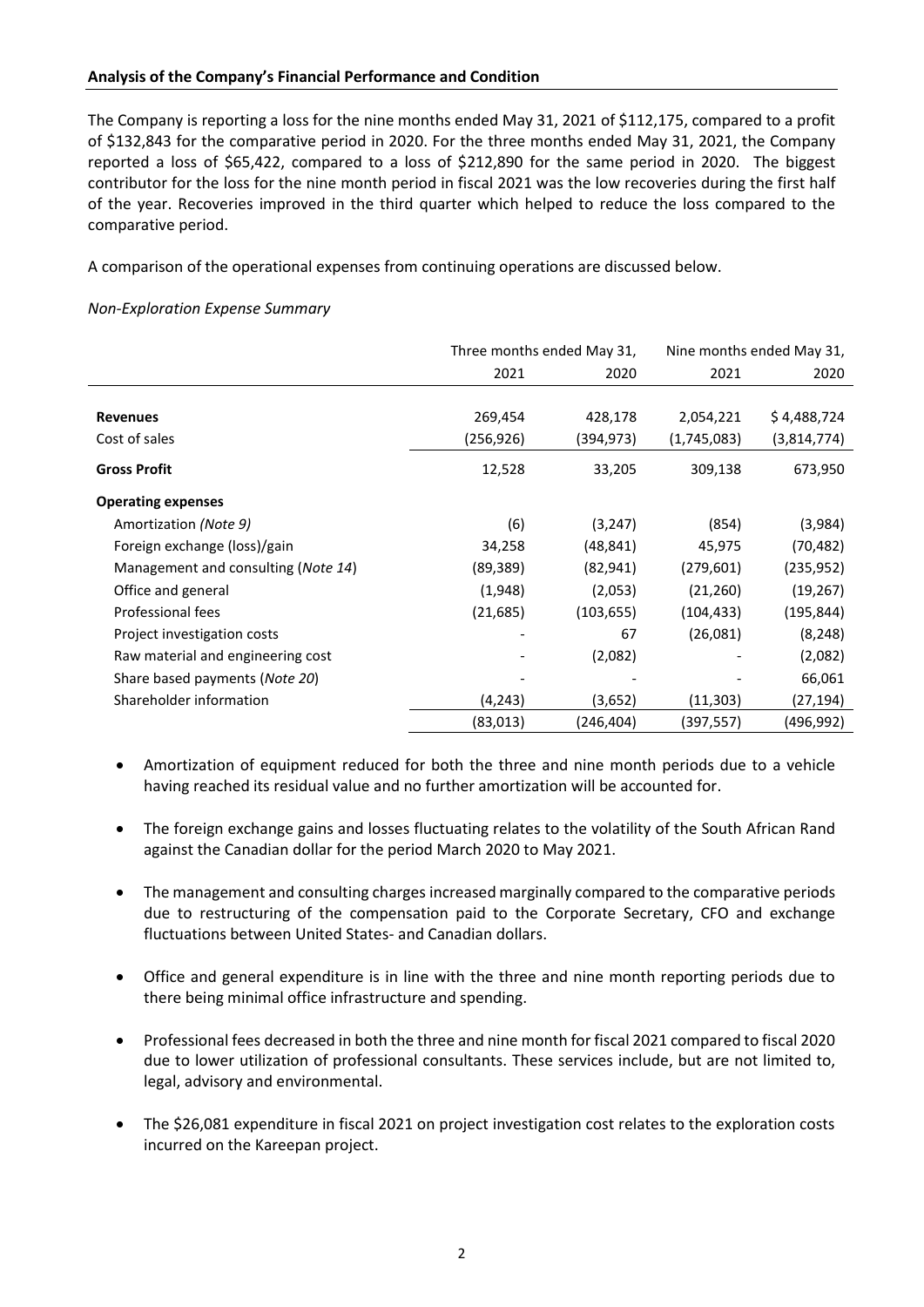**Analysis of the Company's Financial Performance and Condition**

The Company is reporting a loss for the nine months ended May 31, 2021 of $112,175, compared to a profit of $132,843 for the comparative period in 2020. For the three months ended May 31, 2021, the Company reported a loss of $65,422, compared to a loss of $212,890 for the same period in 2020. The biggest contributor for the loss for the nine month period in fiscal 2021 was the low recoveries during the first half of the year. Recoveries improved in the third quarter which helped to reduce the loss compared to the comparative period.

A comparison of the operational expenses from continuing operations are discussed below.

*Non-Exploration Expense Summary*

| | Three months ended May 31, | | Nine months ended May 31, | |
|---|---|---|---|---|
| | 2021 | 2020 | 2021 | 2020 |
| **Revenues** | 269,454 | 428,178 | 2,054,221 | $ 4,488,724 |
| Cost of sales | (256,926) | (394,973) | (1,745,083) | (3,814,774) |
| **Gross Profit** | 12,528 | 33,205 | 309,138 | 673,950 |
| **Operating expenses** | | | | |
| Amortization *(Note 9)* | (6) | (3,247) | (854) | (3,984) |
| Foreign exchange (loss)/gain | 34,258 | (48,841) | 45,975 | (70,482) |
| Management and consulting (*Note 14*) | (89,389) | (82,941) | (279,601) | (235,952) |
| Office and general | (1,948) | (2,053) | (21,260) | (19,267) |
| Professional fees | (21,685) | (103,655) | (104,433) | (195,844) |
| Project investigation costs | - | 67 | (26,081) | (8,248) |
| Raw material and engineering cost | - | (2,082) | - | (2,082) |
| Share based payments (*Note 20*) | - | - | - | 66,061 |
| Shareholder information | (4,243) | (3,652) | (11,303) | (27,194) |
| | (83,013) | (246,404) | (397,557) | (496,992) |

- Amortization of equipment reduced for both the three and nine month periods due to a vehicle having reached its residual value and no further amortization will be accounted for.
- The foreign exchange gains and losses fluctuating relates to the volatility of the South African Rand against the Canadian dollar for the period March 2020 to May 2021.
- The management and consulting charges increased marginally compared to the comparative periods due to restructuring of the compensation paid to the Corporate Secretary, CFO and exchange fluctuations between United States- and Canadian dollars.
- Office and general expenditure is in line with the three and nine month reporting periods due to there being minimal office infrastructure and spending.
- Professional fees decreased in both the three and nine month for fiscal 2021 compared to fiscal 2020 due to lower utilization of professional consultants. These services include, but are not limited to, legal, advisory and environmental.
- The $26,081 expenditure in fiscal 2021 on project investigation cost relates to the exploration costs incurred on the Kareepan project.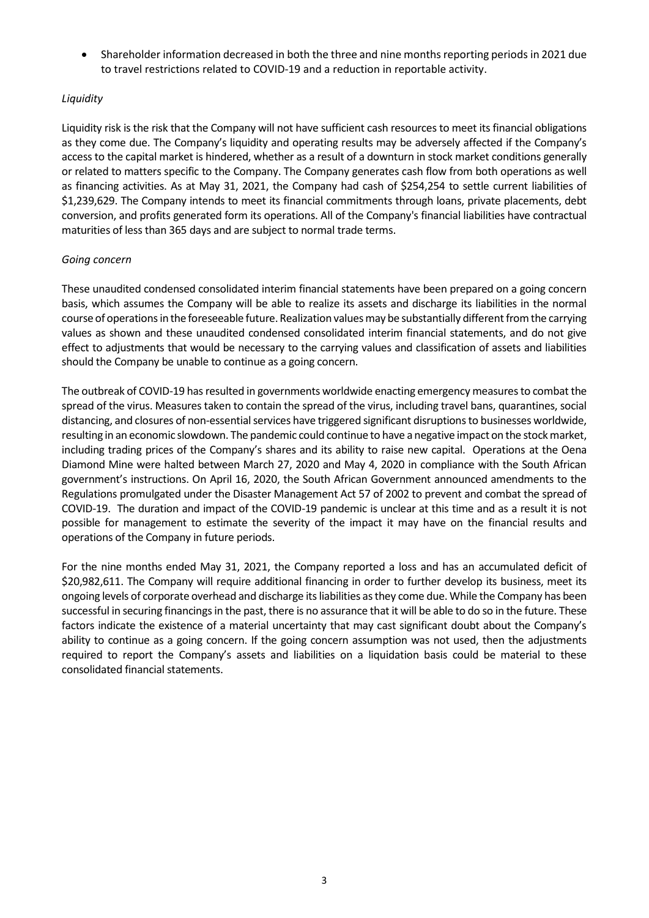- Shareholder information decreased in both the three and nine months reporting periods in 2021 due to travel restrictions related to COVID-19 and a reduction in reportable activity.

*Liquidity*

Liquidity risk is the risk that the Company will not have sufficient cash resources to meet its financial obligations as they come due. The Company's liquidity and operating results may be adversely affected if the Company's access to the capital market is hindered, whether as a result of a downturn in stock market conditions generally or related to matters specific to the Company. The Company generates cash flow from both operations as well as financing activities. As at May 31, 2021, the Company had cash of $254,254 to settle current liabilities of $1,239,629. The Company intends to meet its financial commitments through loans, private placements, debt conversion, and profits generated form its operations. All of the Company's financial liabilities have contractual maturities of less than 365 days and are subject to normal trade terms.

*Going concern*

These unaudited condensed consolidated interim financial statements have been prepared on a going concern basis, which assumes the Company will be able to realize its assets and discharge its liabilities in the normal course of operations in the foreseeable future. Realization values may be substantially different from the carrying values as shown and these unaudited condensed consolidated interim financial statements, and do not give effect to adjustments that would be necessary to the carrying values and classification of assets and liabilities should the Company be unable to continue as a going concern.

The outbreak of COVID-19 has resulted in governments worldwide enacting emergency measures to combat the spread of the virus. Measures taken to contain the spread of the virus, including travel bans, quarantines, social distancing, and closures of non-essential services have triggered significant disruptions to businesses worldwide, resulting in an economic slowdown. The pandemic could continue to have a negative impact on the stock market, including trading prices of the Company's shares and its ability to raise new capital. Operations at the Oena Diamond Mine were halted between March 27, 2020 and May 4, 2020 in compliance with the South African government's instructions. On April 16, 2020, the South African Government announced amendments to the Regulations promulgated under the Disaster Management Act 57 of 2002 to prevent and combat the spread of COVID-19. The duration and impact of the COVID-19 pandemic is unclear at this time and as a result it is not possible for management to estimate the severity of the impact it may have on the financial results and operations of the Company in future periods.

For the nine months ended May 31, 2021, the Company reported a loss and has an accumulated deficit of $20,982,611. The Company will require additional financing in order to further develop its business, meet its ongoing levels of corporate overhead and discharge its liabilities as they come due. While the Company has been successful in securing financings in the past, there is no assurance that it will be able to do so in the future. These factors indicate the existence of a material uncertainty that may cast significant doubt about the Company's ability to continue as a going concern. If the going concern assumption was not used, then the adjustments required to report the Company's assets and liabilities on a liquidation basis could be material to these consolidated financial statements.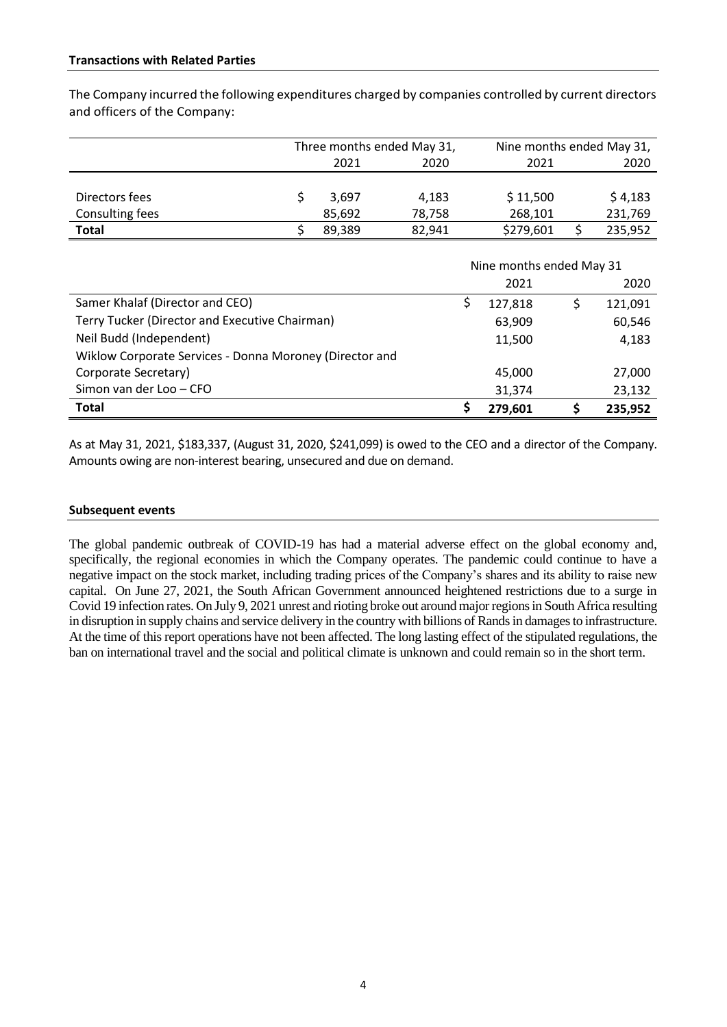**Transactions with Related Parties**

The Company incurred the following expenditures charged by companies controlled by current directors and officers of the Company:

| | Three months ended May 31, | | Nine months ended May 31, | |
|---|---|---|---|---|
| | 2021 | 2020 | 2021 | 2020 |
| Directors fees | $ 3,697 | 4,183 | $ 11,500 | $ 4,183 |
| Consulting fees | 85,692 | 78,758 | 268,101 | 231,769 |
| **Total** | $ 89,389 | 82,941 | $279,601 | $ 235,952 |

| | Nine months ended May 31 | |
|---|---|---|
| | 2021 | 2020 |
| Samer Khalaf (Director and CEO) | $ 127,818 | $ 121,091 |
| Terry Tucker (Director and Executive Chairman) | 63,909 | 60,546 |
| Neil Budd (Independent) | 11,500 | 4,183 |
| Wiklow Corporate Services - Donna Moroney (Director and Corporate Secretary) | 45,000 | 27,000 |
| Simon van der Loo – CFO | 31,374 | 23,132 |
| **Total** | **$ 279,601** | **$ 235,952** |

As at May 31, 2021, $183,337, (August 31, 2020, $241,099) is owed to the CEO and a director of the Company. Amounts owing are non-interest bearing, unsecured and due on demand.

**Subsequent events**

The global pandemic outbreak of COVID-19 has had a material adverse effect on the global economy and, specifically, the regional economies in which the Company operates. The pandemic could continue to have a negative impact on the stock market, including trading prices of the Company's shares and its ability to raise new capital. On June 27, 2021, the South African Government announced heightened restrictions due to a surge in Covid 19 infection rates. On July 9, 2021 unrest and rioting broke out around major regions in South Africa resulting in disruption in supply chains and service delivery in the country with billions of Rands in damages to infrastructure. At the time of this report operations have not been affected. The long lasting effect of the stipulated regulations, the ban on international travel and the social and political climate is unknown and could remain so in the short term.